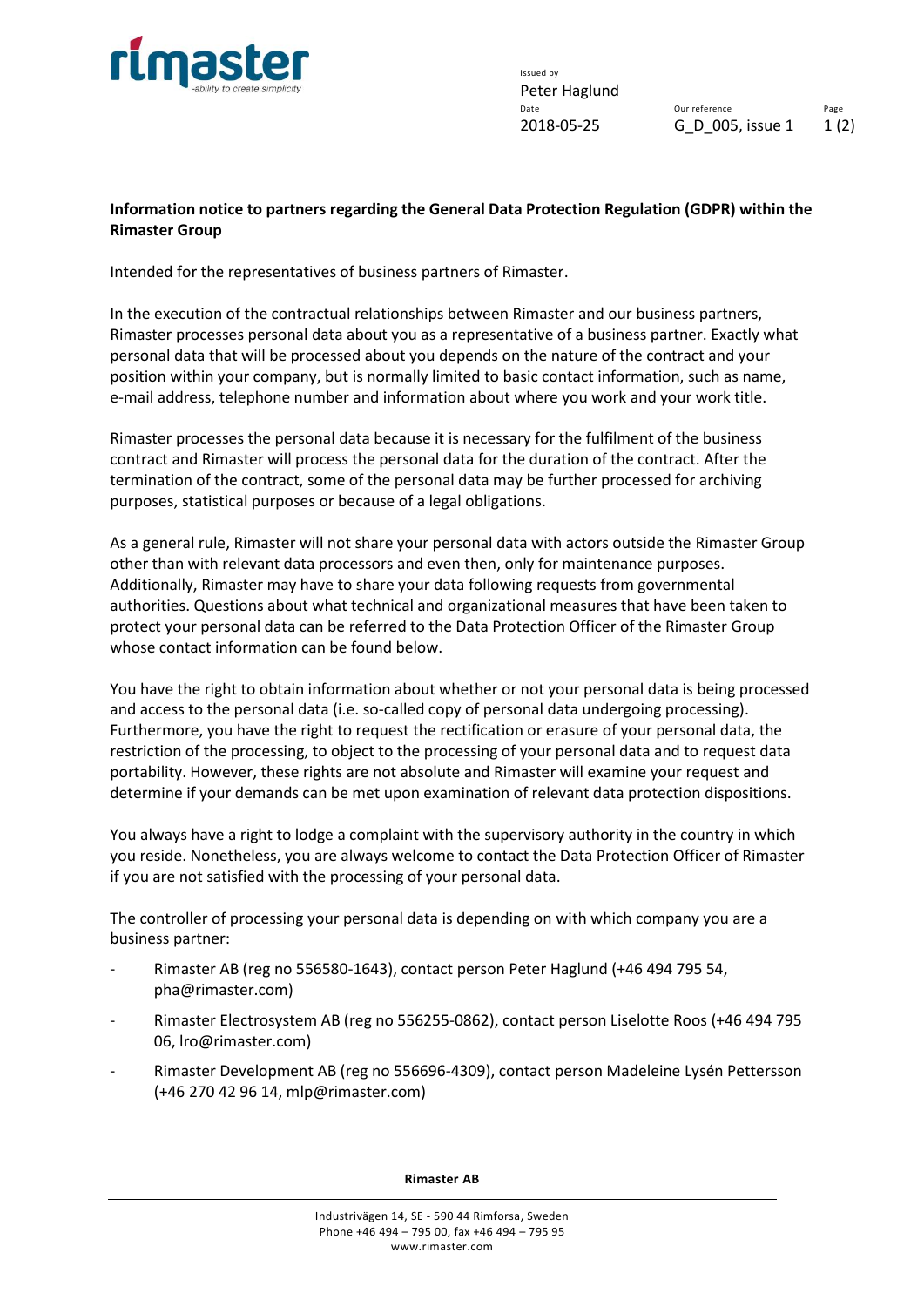Issued by
Peter Haglund

| Date | Our reference | Page |
| --- | --- | --- |
| 2018-05-25 | G_D_005, issue 1 | 1 (2) |

**Information notice to partners regarding the General Data Protection Regulation (GDPR) within the Rimaster Group**

Intended for the representatives of business partners of Rimaster.

In the execution of the contractual relationships between Rimaster and our business partners, Rimaster processes personal data about you as a representative of a business partner. Exactly what personal data that will be processed about you depends on the nature of the contract and your position within your company, but is normally limited to basic contact information, such as name, e-mail address, telephone number and information about where you work and your work title.

Rimaster processes the personal data because it is necessary for the fulfilment of the business contract and Rimaster will process the personal data for the duration of the contract. After the termination of the contract, some of the personal data may be further processed for archiving purposes, statistical purposes or because of a legal obligations.

As a general rule, Rimaster will not share your personal data with actors outside the Rimaster Group other than with relevant data processors and even then, only for maintenance purposes. Additionally, Rimaster may have to share your data following requests from governmental authorities. Questions about what technical and organizational measures that have been taken to protect your personal data can be referred to the Data Protection Officer of the Rimaster Group whose contact information can be found below.

You have the right to obtain information about whether or not your personal data is being processed and access to the personal data (i.e. so-called copy of personal data undergoing processing). Furthermore, you have the right to request the rectification or erasure of your personal data, the restriction of the processing, to object to the processing of your personal data and to request data portability. However, these rights are not absolute and Rimaster will examine your request and determine if your demands can be met upon examination of relevant data protection dispositions.

You always have a right to lodge a complaint with the supervisory authority in the country in which you reside. Nonetheless, you are always welcome to contact the Data Protection Officer of Rimaster if you are not satisfied with the processing of your personal data.

The controller of processing your personal data is depending on with which company you are a business partner:

- Rimaster AB (reg no 556580-1643), contact person Peter Haglund (+46 494 795 54, pha@rimaster.com)
- Rimaster Electrosystem AB (reg no 556255-0862), contact person Liselotte Roos (+46 494 795 06, lro@rimaster.com)
- Rimaster Development AB (reg no 556696-4309), contact person Madeleine Lysén Pettersson (+46 270 42 96 14, mlp@rimaster.com)

**Rimaster AB**

Industrivägen 14, SE - 590 44 Rimforsa, Sweden
Phone +46 494 – 795 00, fax +46 494 – 795 95
www.rimaster.com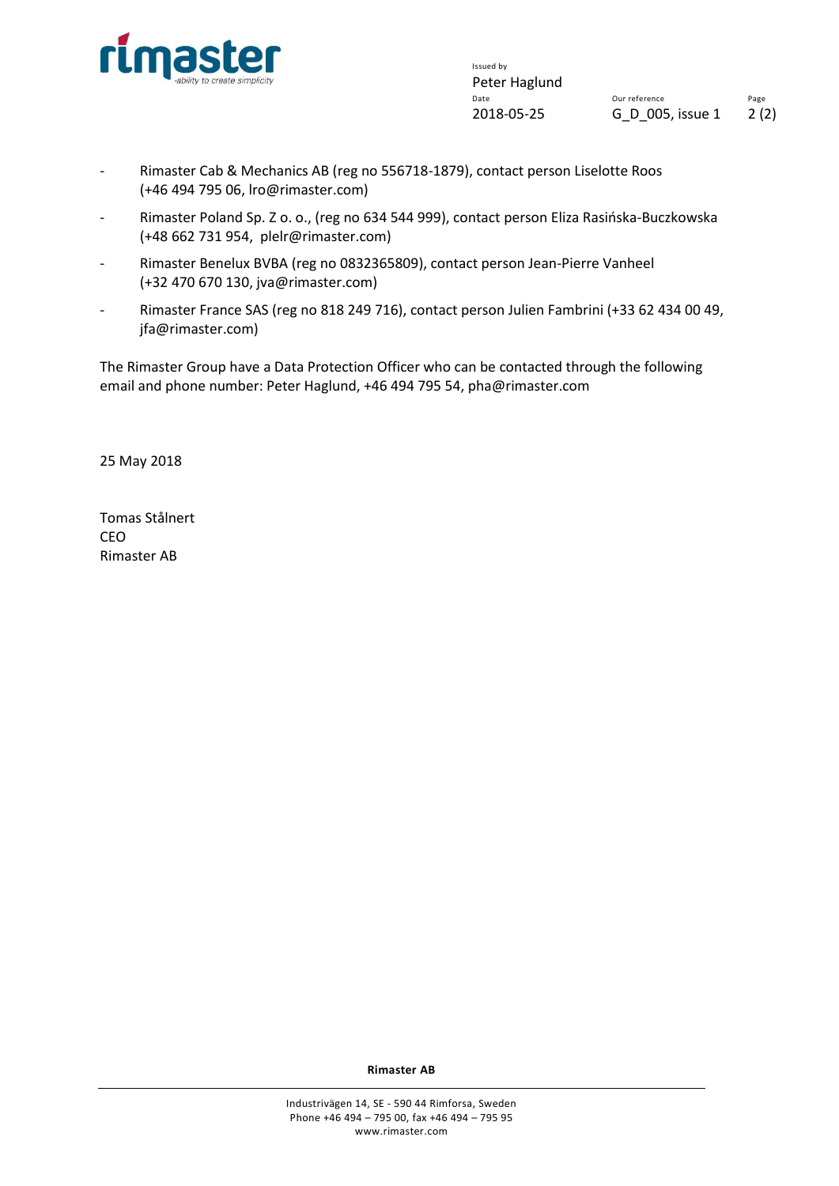- Rimaster Cab & Mechanics AB (reg no 556718-1879), contact person Liselotte Roos (+46 494 795 06, lro@rimaster.com)
- Rimaster Poland Sp. Z o. o., (reg no 634 544 999), contact person Eliza Rasińska-Buczkowska (+48 662 731 954, plelr@rimaster.com)
- Rimaster Benelux BVBA (reg no 0832365809), contact person Jean-Pierre Vanheel (+32 470 670 130, jva@rimaster.com)
- Rimaster France SAS (reg no 818 249 716), contact person Julien Fambrini (+33 62 434 00 49, jfa@rimaster.com)

The Rimaster Group have a Data Protection Officer who can be contacted through the following email and phone number: Peter Haglund, +46 494 795 54, pha@rimaster.com

25 May 2018

Tomas Stålnert
CEO
Rimaster AB